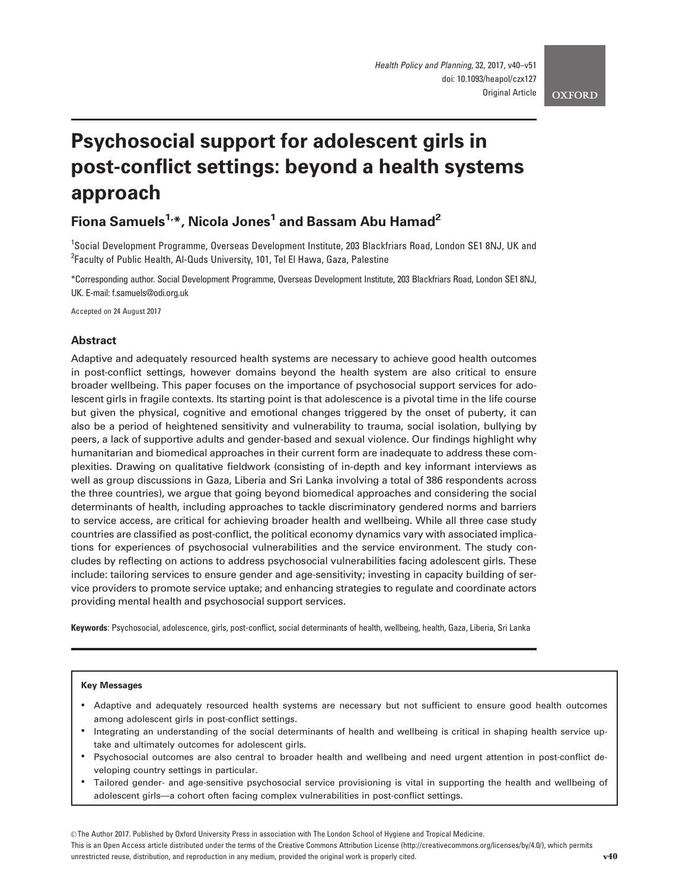# Psychosocial support for adolescent girls in post-conflict settings: beyond a health systems approach

**Fiona Samuels[1,*], Nicola Jones[1] and Bassam Abu Hamad[2]**

[1]Social Development Programme, Overseas Development Institute, 203 Blackfriars Road, London SE1 8NJ, UK and [2]Faculty of Public Health, Al-Quds University, 101, Tel El Hawa, Gaza, Palestine

*Corresponding author. Social Development Programme, Overseas Development Institute, 203 Blackfriars Road, London SE1 8NJ, UK. E-mail: f.samuels@odi.org.uk

Accepted on 24 August 2017

## Abstract

Adaptive and adequately resourced health systems are necessary to achieve good health outcomes in post-conflict settings, however domains beyond the health system are also critical to ensure broader wellbeing. This paper focuses on the importance of psychosocial support services for adolescent girls in fragile contexts. Its starting point is that adolescence is a pivotal time in the life course but given the physical, cognitive and emotional changes triggered by the onset of puberty, it can also be a period of heightened sensitivity and vulnerability to trauma, social isolation, bullying by peers, a lack of supportive adults and gender-based and sexual violence. Our findings highlight why humanitarian and biomedical approaches in their current form are inadequate to address these complexities. Drawing on qualitative fieldwork (consisting of in-depth and key informant interviews as well as group discussions in Gaza, Liberia and Sri Lanka involving a total of 386 respondents across the three countries), we argue that going beyond biomedical approaches and considering the social determinants of health, including approaches to tackle discriminatory gendered norms and barriers to service access, are critical for achieving broader health and wellbeing. While all three case study countries are classified as post-conflict, the political economy dynamics vary with associated implications for experiences of psychosocial vulnerabilities and the service environment. The study concludes by reflecting on actions to address psychosocial vulnerabilities facing adolescent girls. These include: tailoring services to ensure gender and age-sensitivity; investing in capacity building of service providers to promote service uptake; and enhancing strategies to regulate and coordinate actors providing mental health and psychosocial support services.

**Keywords**: Psychosocial, adolescence, girls, post-conflict, social determinants of health, wellbeing, health, Gaza, Liberia, Sri Lanka

**Key Messages**

- Adaptive and adequately resourced health systems are necessary but not sufficient to ensure good health outcomes among adolescent girls in post-conflict settings.
- Integrating an understanding of the social determinants of health and wellbeing is critical in shaping health service uptake and ultimately outcomes for adolescent girls.
- Psychosocial outcomes are also central to broader health and wellbeing and need urgent attention in post-conflict developing country settings in particular.
- Tailored gender- and age-sensitive psychosocial service provisioning is vital in supporting the health and wellbeing of adolescent girls—a cohort often facing complex vulnerabilities in post-conflict settings.

© The Author 2017. Published by Oxford University Press in association with The London School of Hygiene and Tropical Medicine.
This is an Open Access article distributed under the terms of the Creative Commons Attribution License (http://creativecommons.org/licenses/by/4.0/), which permits unrestricted reuse, distribution, and reproduction in any medium, provided the original work is properly cited.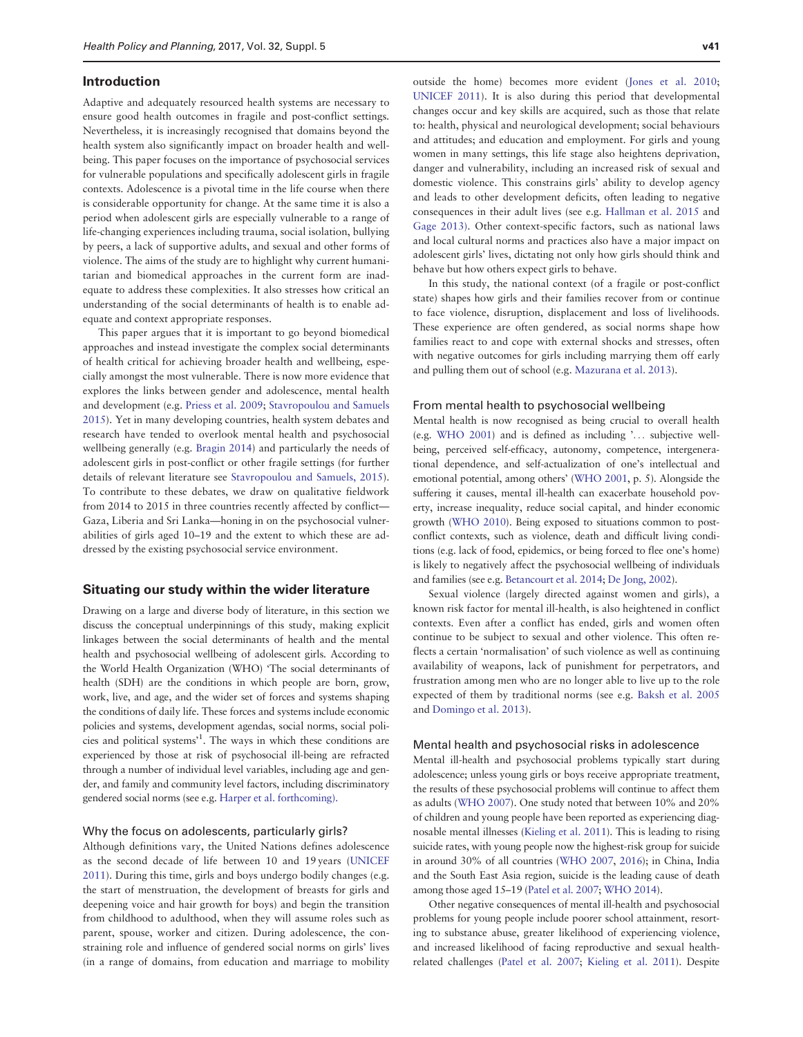## Introduction

Adaptive and adequately resourced health systems are necessary to ensure good health outcomes in fragile and post-conflict settings. Nevertheless, it is increasingly recognised that domains beyond the health system also significantly impact on broader health and wellbeing. This paper focuses on the importance of psychosocial services for vulnerable populations and specifically adolescent girls in fragile contexts. Adolescence is a pivotal time in the life course when there is considerable opportunity for change. At the same time it is also a period when adolescent girls are especially vulnerable to a range of life-changing experiences including trauma, social isolation, bullying by peers, a lack of supportive adults, and sexual and other forms of violence. The aims of the study are to highlight why current humanitarian and biomedical approaches in the current form are inadequate to address these complexities. It also stresses how critical an understanding of the social determinants of health is to enable adequate and context appropriate responses.

This paper argues that it is important to go beyond biomedical approaches and instead investigate the complex social determinants of health critical for achieving broader health and wellbeing, especially amongst the most vulnerable. There is now more evidence that explores the links between gender and adolescence, mental health and development (e.g. Priess et al. 2009; Stavropoulou and Samuels 2015). Yet in many developing countries, health system debates and research have tended to overlook mental health and psychosocial wellbeing generally (e.g. Bragin 2014) and particularly the needs of adolescent girls in post-conflict or other fragile settings (for further details of relevant literature see Stavropoulou and Samuels, 2015). To contribute to these debates, we draw on qualitative fieldwork from 2014 to 2015 in three countries recently affected by conflict—Gaza, Liberia and Sri Lanka—honing in on the psychosocial vulnerabilities of girls aged 10–19 and the extent to which these are addressed by the existing psychosocial service environment.

## Situating our study within the wider literature

Drawing on a large and diverse body of literature, in this section we discuss the conceptual underpinnings of this study, making explicit linkages between the social determinants of health and the mental health and psychosocial wellbeing of adolescent girls. According to the World Health Organization (WHO) 'The social determinants of health (SDH) are the conditions in which people are born, grow, work, live, and age, and the wider set of forces and systems shaping the conditions of daily life. These forces and systems include economic policies and systems, development agendas, social norms, social policies and political systems'[1]. The ways in which these conditions are experienced by those at risk of psychosocial ill-being are refracted through a number of individual level variables, including age and gender, and family and community level factors, including discriminatory gendered social norms (see e.g. Harper et al. forthcoming).

### Why the focus on adolescents, particularly girls?

Although definitions vary, the United Nations defines adolescence as the second decade of life between 10 and 19 years (UNICEF 2011). During this time, girls and boys undergo bodily changes (e.g. the start of menstruation, the development of breasts for girls and deepening voice and hair growth for boys) and begin the transition from childhood to adulthood, when they will assume roles such as parent, spouse, worker and citizen. During adolescence, the constraining role and influence of gendered social norms on girls' lives (in a range of domains, from education and marriage to mobility outside the home) becomes more evident (Jones et al. 2010; UNICEF 2011). It is also during this period that developmental changes occur and key skills are acquired, such as those that relate to: health, physical and neurological development; social behaviours and attitudes; and education and employment. For girls and young women in many settings, this life stage also heightens deprivation, danger and vulnerability, including an increased risk of sexual and domestic violence. This constrains girls' ability to develop agency and leads to other development deficits, often leading to negative consequences in their adult lives (see e.g. Hallman et al. 2015 and Gage 2013). Other context-specific factors, such as national laws and local cultural norms and practices also have a major impact on adolescent girls' lives, dictating not only how girls should think and behave but how others expect girls to behave.

In this study, the national context (of a fragile or post-conflict state) shapes how girls and their families recover from or continue to face violence, disruption, displacement and loss of livelihoods. These experience are often gendered, as social norms shape how families react to and cope with external shocks and stresses, often with negative outcomes for girls including marrying them off early and pulling them out of school (e.g. Mazurana et al. 2013).

### From mental health to psychosocial wellbeing

Mental health is now recognised as being crucial to overall health (e.g. WHO 2001) and is defined as including '... subjective wellbeing, perceived self-efficacy, autonomy, competence, intergenerational dependence, and self-actualization of one's intellectual and emotional potential, among others' (WHO 2001, p. 5). Alongside the suffering it causes, mental ill-health can exacerbate household poverty, increase inequality, reduce social capital, and hinder economic growth (WHO 2010). Being exposed to situations common to post-conflict contexts, such as violence, death and difficult living conditions (e.g. lack of food, epidemics, or being forced to flee one's home) is likely to negatively affect the psychosocial wellbeing of individuals and families (see e.g. Betancourt et al. 2014; De Jong, 2002).

Sexual violence (largely directed against women and girls), a known risk factor for mental ill-health, is also heightened in conflict contexts. Even after a conflict has ended, girls and women often continue to be subject to sexual and other violence. This often reflects a certain 'normalisation' of such violence as well as continuing availability of weapons, lack of punishment for perpetrators, and frustration among men who are no longer able to live up to the role expected of them by traditional norms (see e.g. Baksh et al. 2005 and Domingo et al. 2013).

### Mental health and psychosocial risks in adolescence

Mental ill-health and psychosocial problems typically start during adolescence; unless young girls or boys receive appropriate treatment, the results of these psychosocial problems will continue to affect them as adults (WHO 2007). One study noted that between 10% and 20% of children and young people have been reported as experiencing diagnosable mental illnesses (Kieling et al. 2011). This is leading to rising suicide rates, with young people now the highest-risk group for suicide in around 30% of all countries (WHO 2007, 2016); in China, India and the South East Asia region, suicide is the leading cause of death among those aged 15–19 (Patel et al. 2007; WHO 2014).

Other negative consequences of mental ill-health and psychosocial problems for young people include poorer school attainment, resorting to substance abuse, greater likelihood of experiencing violence, and increased likelihood of facing reproductive and sexual health-related challenges (Patel et al. 2007; Kieling et al. 2011). Despite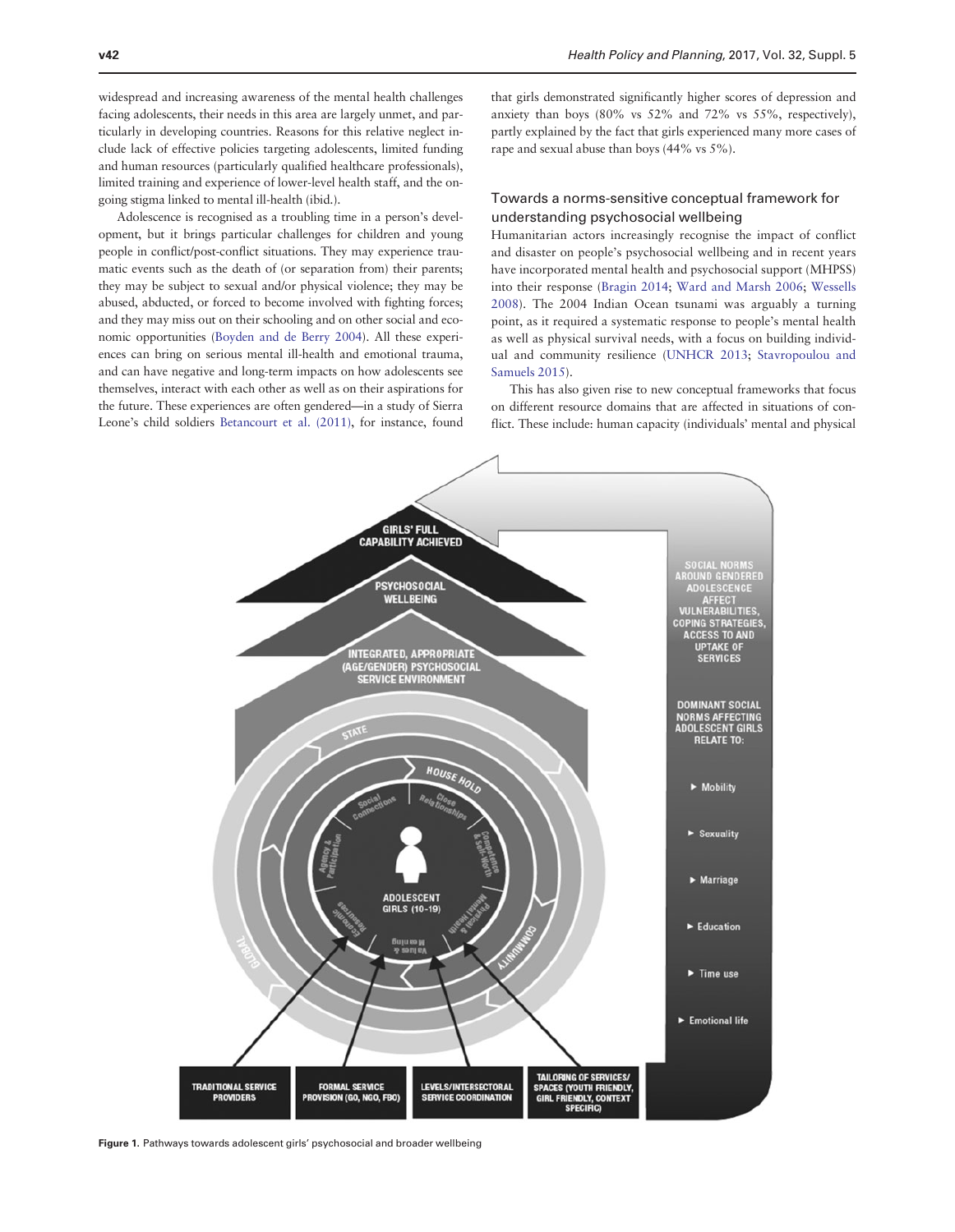widespread and increasing awareness of the mental health challenges facing adolescents, their needs in this area are largely unmet, and particularly in developing countries. Reasons for this relative neglect include lack of effective policies targeting adolescents, limited funding and human resources (particularly qualified healthcare professionals), limited training and experience of lower-level health staff, and the ongoing stigma linked to mental ill-health (ibid.).

Adolescence is recognised as a troubling time in a person's development, but it brings particular challenges for children and young people in conflict/post-conflict situations. They may experience traumatic events such as the death of (or separation from) their parents; they may be subject to sexual and/or physical violence; they may be abused, abducted, or forced to become involved with fighting forces; and they may miss out on their schooling and on other social and economic opportunities (Boyden and de Berry 2004). All these experiences can bring on serious mental ill-health and emotional trauma, and can have negative and long-term impacts on how adolescents see themselves, interact with each other as well as on their aspirations for the future. These experiences are often gendered—in a study of Sierra Leone's child soldiers Betancourt et al. (2011), for instance, found that girls demonstrated significantly higher scores of depression and anxiety than boys (80% vs 52% and 72% vs 55%, respectively), partly explained by the fact that girls experienced many more cases of rape and sexual abuse than boys (44% vs 5%).

### Towards a norms-sensitive conceptual framework for understanding psychosocial wellbeing

Humanitarian actors increasingly recognise the impact of conflict and disaster on people's psychosocial wellbeing and in recent years have incorporated mental health and psychosocial support (MHPSS) into their response (Bragin 2014; Ward and Marsh 2006; Wessells 2008). The 2004 Indian Ocean tsunami was arguably a turning point, as it required a systematic response to people's mental health as well as physical survival needs, with a focus on building individual and community resilience (UNHCR 2013; Stavropoulou and Samuels 2015).

This has also given rise to new conceptual frameworks that focus on different resource domains that are affected in situations of conflict. These include: human capacity (individuals' mental and physical

Figure 1. Pathways towards adolescent girls' psychosocial and broader wellbeing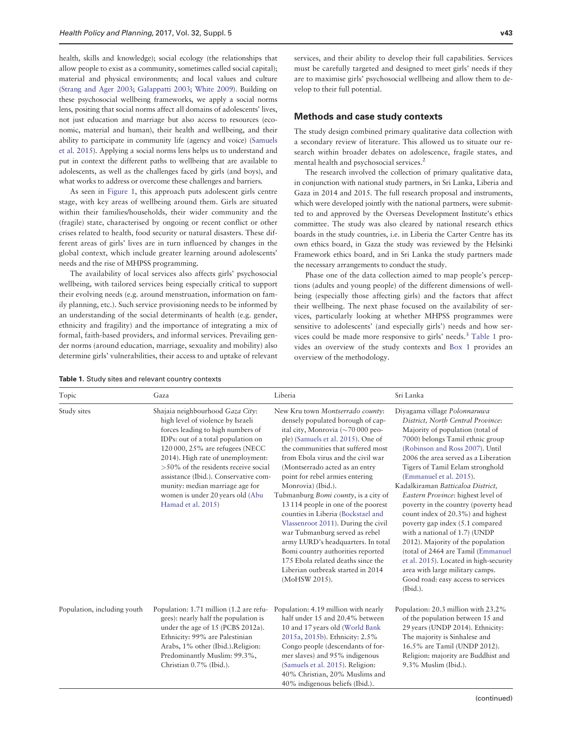health, skills and knowledge); social ecology (the relationships that allow people to exist as a community, sometimes called social capital); material and physical environments; and local values and culture (Strang and Ager 2003; Galappatti 2003; White 2009). Building on these psychosocial wellbeing frameworks, we apply a social norms lens, positing that social norms affect all domains of adolescents' lives, not just education and marriage but also access to resources (economic, material and human), their health and wellbeing, and their ability to participate in community life (agency and voice) (Samuels et al. 2015). Applying a social norms lens helps us to understand and put in context the different paths to wellbeing that are available to adolescents, as well as the challenges faced by girls (and boys), and what works to address or overcome these challenges and barriers.

As seen in Figure 1, this approach puts adolescent girls centre stage, with key areas of wellbeing around them. Girls are situated within their families/households, their wider community and the (fragile) state, characterised by ongoing or recent conflict or other crises related to health, food security or natural disasters. These different areas of girls' lives are in turn influenced by changes in the global context, which include greater learning around adolescents' needs and the rise of MHPSS programming.

The availability of local services also affects girls' psychosocial wellbeing, with tailored services being especially critical to support their evolving needs (e.g. around menstruation, information on family planning, etc.). Such service provisioning needs to be informed by an understanding of the social determinants of health (e.g. gender, ethnicity and fragility) and the importance of integrating a mix of formal, faith-based providers, and informal services. Prevailing gender norms (around education, marriage, sexuality and mobility) also determine girls' vulnerabilities, their access to and uptake of relevant services, and their ability to develop their full capabilities. Services must be carefully targeted and designed to meet girls' needs if they are to maximise girls' psychosocial wellbeing and allow them to develop to their full potential.

## Methods and case study contexts

The study design combined primary qualitative data collection with a secondary review of literature. This allowed us to situate our research within broader debates on adolescence, fragile states, and mental health and psychosocial services.[2]

The research involved the collection of primary qualitative data, in conjunction with national study partners, in Sri Lanka, Liberia and Gaza in 2014 and 2015. The full research proposal and instruments, which were developed jointly with the national partners, were submitted to and approved by the Overseas Development Institute's ethics committee. The study was also cleared by national research ethics boards in the study countries, i.e. in Liberia the Carter Centre has its own ethics board, in Gaza the study was reviewed by the Helsinki Framework ethics board, and in Sri Lanka the study partners made the necessary arrangements to conduct the study.

Phase one of the data collection aimed to map people's perceptions (adults and young people) of the different dimensions of wellbeing (especially those affecting girls) and the factors that affect their wellbeing. The next phase focused on the availability of services, particularly looking at whether MHPSS programmes were sensitive to adolescents' (and especially girls') needs and how services could be made more responsive to girls' needs.[3] Table 1 provides an overview of the study contexts and Box 1 provides an overview of the methodology.

**Table 1.** Study sites and relevant country contexts

| Topic | Gaza | Liberia | Sri Lanka |
|---|---|---|---|
| Study sites | Shajaia neighbourhood *Gaza City*: high level of violence by Israeli forces leading to high numbers of IDPs: out of a total population on 120 000, 25% are refugees (NECC 2014). High rate of unemployment: >50% of the residents receive social assistance (Ibid.). Conservative community: median marriage age for women is under 20 years old (Abu Hamad et al. 2015) | New Kru town *Montserrado county*: densely populated borough of capital city, Monrovia (~70 000 people) (Samuels et al. 2015). One of the communities that suffered most from Ebola virus and the civil war (Montserrado acted as an entry point for rebel armies entering Monrovia) (Ibid.). Tubmanburg *Bomi county*, is a city of 13 114 people in one of the poorest counties in Liberia (Bockstael and Vlassenroot 2011). During the civil war Tubmanburg served as rebel army LURD's headquarters. In total Bomi country authorities reported 175 Ebola related deaths since the Liberian outbreak started in 2014 (MoHSW 2015). | Diyagama village *Polonnaruwa District, North Central Province*: Majority of population (total of 7000) belongs Tamil ethnic group (Robinson and Ross 2007). Until 2006 the area served as a Liberation Tigers of Tamil Eelam stronghold (Emmanuel et al. 2015). Kadalkiraman *Batticaloa District, Eastern Province*: highest level of poverty in the country (poverty head count index of 20.3%) and highest poverty gap index (5.1 compared with a national of 1.7) (UNDP 2012). Majority of the population (total of 2464 are Tamil (Emmanuel et al. 2015). Located in high-security area with large military camps. Good road: easy access to services (Ibid.). |
| Population, including youth | Population: 1.71 million (1.2 are refugees): nearly half the population is under the age of 15 (PCBS 2012a). Ethnicity: 99% are Palestinian Arabs, 1% other (Ibid.).Religion: Predominantly Muslim: 99.3%, Christian 0.7% (Ibid.). | Population: 4.19 million with nearly half under 15 and 20.4% between 10 and 17 years old (World Bank 2015a, 2015b). Ethnicity: 2.5% Congo people (descendants of former slaves) and 95% indigenous (Samuels et al. 2015). Religion: 40% Christian, 20% Muslims and 40% indigenous beliefs (Ibid.). | Population: 20.3 million with 23.2% of the population between 15 and 29 years (UNDP 2014). Ethnicity: The majority is Sinhalese and 16.5% are Tamil (UNDP 2012). Religion: majority are Buddhist and 9.3% Muslim (Ibid.). |

(continued)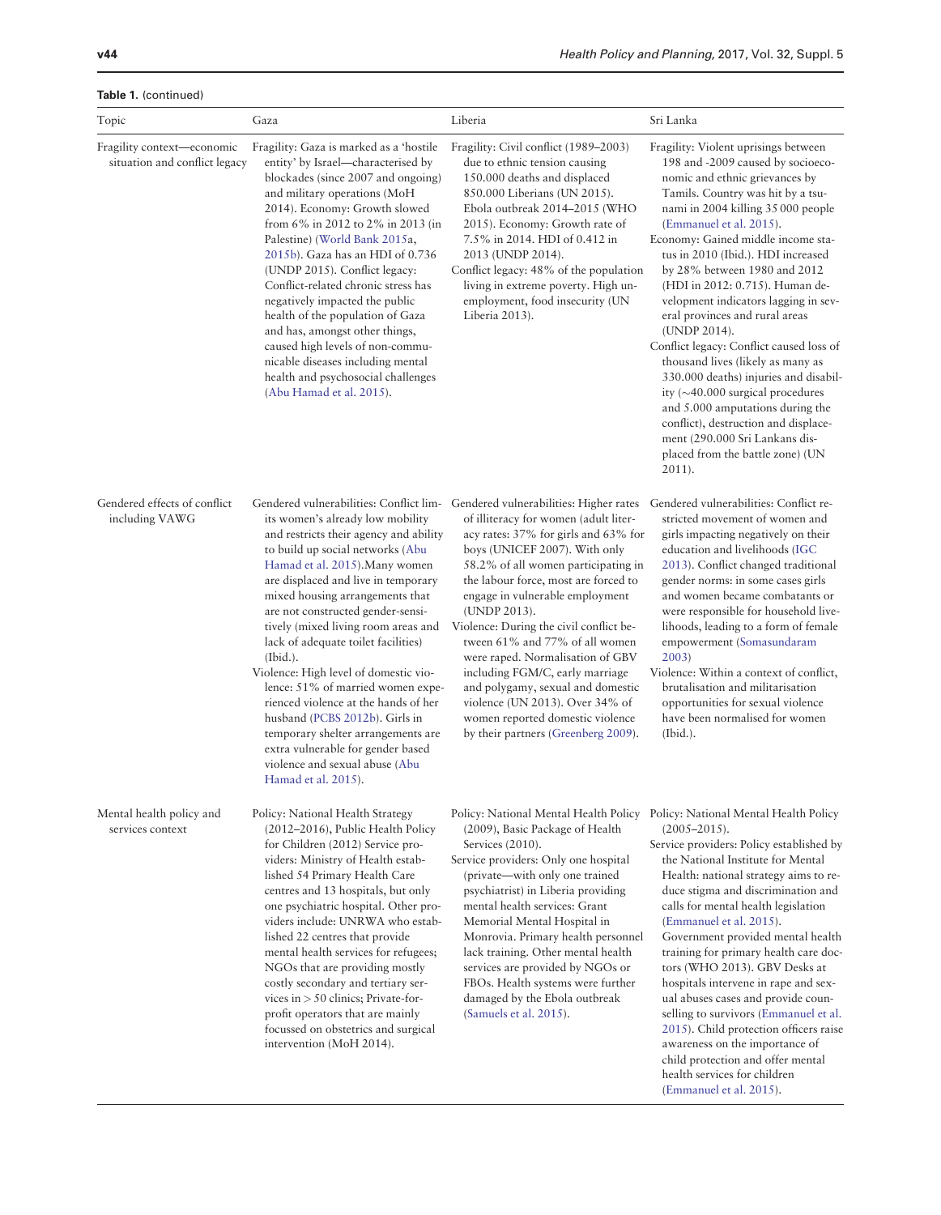**Table 1.** (continued)

| Topic | Gaza | Liberia | Sri Lanka |
|---|---|---|---|
| Fragility context—economic situation and conflict legacy | Fragility: Gaza is marked as a 'hostile entity' by Israel—characterised by blockades (since 2007 and ongoing) and military operations (MoH 2014). Economy: Growth slowed from 6% in 2012 to 2% in 2013 (in Palestine) (World Bank 2015a, 2015b). Gaza has an HDI of 0.736 (UNDP 2015). Conflict legacy: Conflict-related chronic stress has negatively impacted the public health of the population of Gaza and has, amongst other things, caused high levels of non-communicable diseases including mental health and psychosocial challenges (Abu Hamad et al. 2015). | Fragility: Civil conflict (1989–2003) due to ethnic tension causing 150.000 deaths and displaced 850.000 Liberians (UN 2015). Ebola outbreak 2014–2015 (WHO 2015). Economy: Growth rate of 7.5% in 2014. HDI of 0.412 in 2013 (UNDP 2014). Conflict legacy: 48% of the population living in extreme poverty. High unemployment, food insecurity (UN Liberia 2013). | Fragility: Violent uprisings between 198 and -2009 caused by socioeconomic and ethnic grievances by Tamils. Country was hit by a tsunami in 2004 killing 35 000 people (Emmanuel et al. 2015). Economy: Gained middle income status in 2010 (Ibid.). HDI increased by 28% between 1980 and 2012 (HDI in 2012: 0.715). Human development indicators lagging in several provinces and rural areas (UNDP 2014). Conflict legacy: Conflict caused loss of thousand lives (likely as many as 330.000 deaths) injuries and disability (~40.000 surgical procedures and 5.000 amputations during the conflict), destruction and displacement (290.000 Sri Lankans displaced from the battle zone) (UN 2011). |
| Gendered effects of conflict including VAWG | Gendered vulnerabilities: Conflict limits women's already low mobility and restricts their agency and ability to build up social networks (Abu Hamad et al. 2015).Many women are displaced and live in temporary mixed housing arrangements that are not constructed gender-sensitively (mixed living room areas and lack of adequate toilet facilities) (Ibid.). Violence: High level of domestic violence: 51% of married women experienced violence at the hands of her husband (PCBS 2012b). Girls in temporary shelter arrangements are extra vulnerable for gender based violence and sexual abuse (Abu Hamad et al. 2015). | Gendered vulnerabilities: Higher rates of illiteracy for women (adult literacy rates: 37% for girls and 63% for boys (UNICEF 2007). With only 58.2% of all women participating in the labour force, most are forced to engage in vulnerable employment (UNDP 2013). Violence: During the civil conflict between 61% and 77% of all women were raped. Normalisation of GBV including FGM/C, early marriage and polygamy, sexual and domestic violence (UN 2013). Over 34% of women reported domestic violence by their partners (Greenberg 2009). | Gendered vulnerabilities: Conflict restricted movement of women and girls impacting negatively on their education and livelihoods (IGC 2013). Conflict changed traditional gender norms: in some cases girls and women became combatants or were responsible for household livelihoods, leading to a form of female empowerment (Somasundaram 2003) Violence: Within a context of conflict, brutalisation and militarisation opportunities for sexual violence have been normalised for women (Ibid.). |
| Mental health policy and services context | Policy: National Health Strategy (2012–2016), Public Health Policy for Children (2012) Service providers: Ministry of Health established 54 Primary Health Care centres and 13 hospitals, but only one psychiatric hospital. Other providers include: UNRWA who established 22 centres that provide mental health services for refugees; NGOs that are providing mostly costly secondary and tertiary services in > 50 clinics; Private-for-profit operators that are mainly focussed on obstetrics and surgical intervention (MoH 2014). | Policy: National Mental Health Policy (2009), Basic Package of Health Services (2010). Service providers: Only one hospital (private—with only one trained psychiatrist) in Liberia providing mental health services: Grant Memorial Mental Hospital in Monrovia. Primary health personnel lack training. Other mental health services are provided by NGOs or FBOs. Health systems were further damaged by the Ebola outbreak (Samuels et al. 2015). | Policy: National Mental Health Policy (2005–2015). Service providers: Policy established by the National Institute for Mental Health: national strategy aims to reduce stigma and discrimination and calls for mental health legislation (Emmanuel et al. 2015). Government provided mental health training for primary health care doctors (WHO 2013). GBV Desks at hospitals intervene in rape and sexual abuses cases and provide counselling to survivors (Emmanuel et al. 2015). Child protection officers raise awareness on the importance of child protection and offer mental health services for children (Emmanuel et al. 2015). |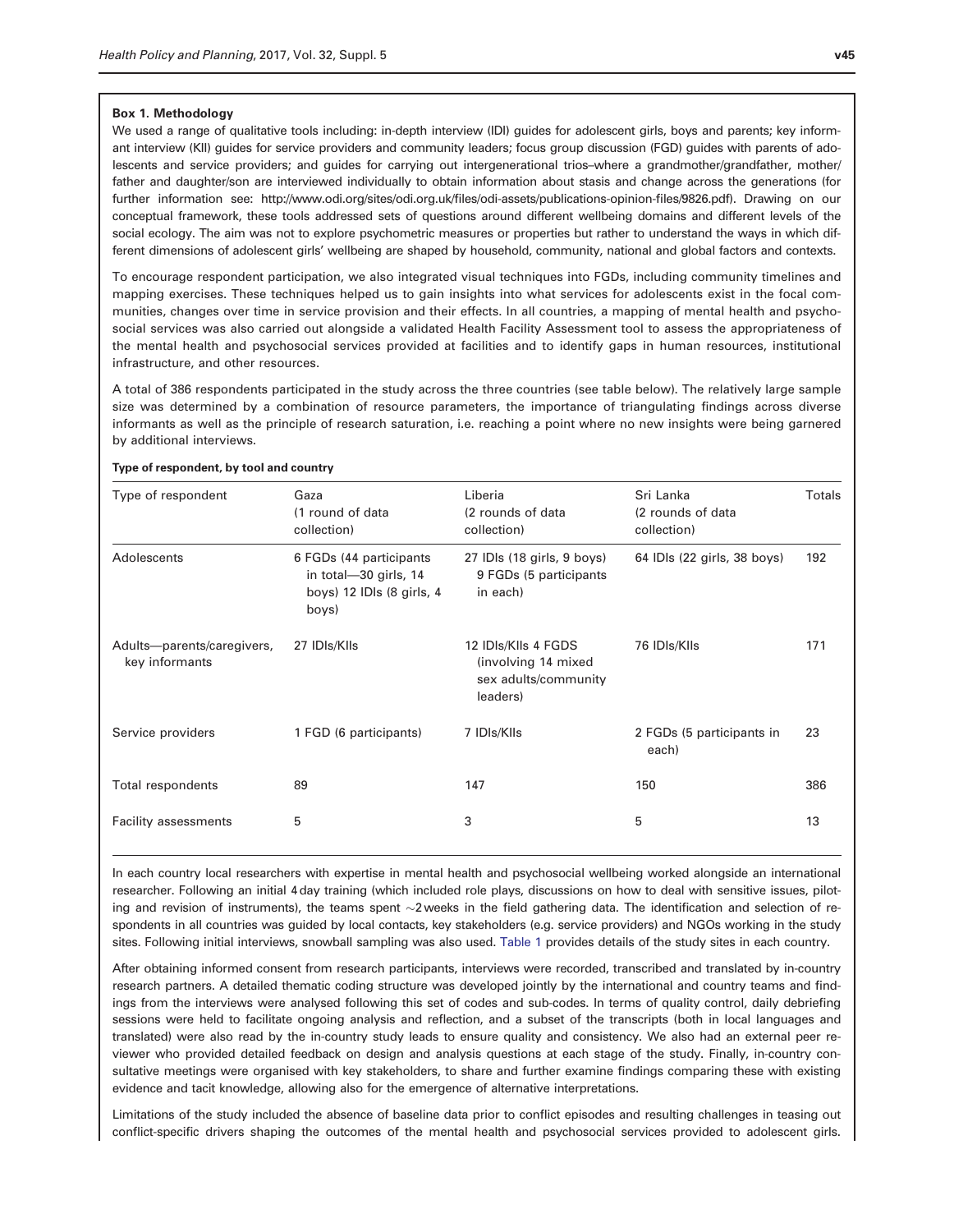### Box 1. Methodology

We used a range of qualitative tools including: in-depth interview (IDI) guides for adolescent girls, boys and parents; key informant interview (KII) guides for service providers and community leaders; focus group discussion (FGD) guides with parents of adolescents and service providers; and guides for carrying out intergenerational trios–where a grandmother/grandfather, mother/father and daughter/son are interviewed individually to obtain information about stasis and change across the generations (for further information see: http://www.odi.org/sites/odi.org.uk/files/odi-assets/publications-opinion-files/9826.pdf). Drawing on our conceptual framework, these tools addressed sets of questions around different wellbeing domains and different levels of the social ecology. The aim was not to explore psychometric measures or properties but rather to understand the ways in which different dimensions of adolescent girls' wellbeing are shaped by household, community, national and global factors and contexts.

To encourage respondent participation, we also integrated visual techniques into FGDs, including community timelines and mapping exercises. These techniques helped us to gain insights into what services for adolescents exist in the focal communities, changes over time in service provision and their effects. In all countries, a mapping of mental health and psychosocial services was also carried out alongside a validated Health Facility Assessment tool to assess the appropriateness of the mental health and psychosocial services provided at facilities and to identify gaps in human resources, institutional infrastructure, and other resources.

A total of 386 respondents participated in the study across the three countries (see table below). The relatively large sample size was determined by a combination of resource parameters, the importance of triangulating findings across diverse informants as well as the principle of research saturation, i.e. reaching a point where no new insights were being garnered by additional interviews.

**Type of respondent, by tool and country**

| Type of respondent | Gaza (1 round of data collection) | Liberia (2 rounds of data collection) | Sri Lanka (2 rounds of data collection) | Totals |
|---|---|---|---|---|
| Adolescents | 6 FGDs (44 participants in total—30 girls, 14 boys) 12 IDIs (8 girls, 4 boys) | 27 IDIs (18 girls, 9 boys) 9 FGDs (5 participants in each) | 64 IDIs (22 girls, 38 boys) | 192 |
| Adults—parents/caregivers, key informants | 27 IDIs/KIIs | 12 IDIs/KIIs 4 FGDS (involving 14 mixed sex adults/community leaders) | 76 IDIs/KIIs | 171 |
| Service providers | 1 FGD (6 participants) | 7 IDIs/KIIs | 2 FGDs (5 participants in each) | 23 |
| Total respondents | 89 | 147 | 150 | 386 |
| Facility assessments | 5 | 3 | 5 | 13 |

In each country local researchers with expertise in mental health and psychosocial wellbeing worked alongside an international researcher. Following an initial 4 day training (which included role plays, discussions on how to deal with sensitive issues, piloting and revision of instruments), the teams spent ~2 weeks in the field gathering data. The identification and selection of respondents in all countries was guided by local contacts, key stakeholders (e.g. service providers) and NGOs working in the study sites. Following initial interviews, snowball sampling was also used. Table 1 provides details of the study sites in each country.

After obtaining informed consent from research participants, interviews were recorded, transcribed and translated by in-country research partners. A detailed thematic coding structure was developed jointly by the international and country teams and findings from the interviews were analysed following this set of codes and sub-codes. In terms of quality control, daily debriefing sessions were held to facilitate ongoing analysis and reflection, and a subset of the transcripts (both in local languages and translated) were also read by the in-country study leads to ensure quality and consistency. We also had an external peer reviewer who provided detailed feedback on design and analysis questions at each stage of the study. Finally, in-country consultative meetings were organised with key stakeholders, to share and further examine findings comparing these with existing evidence and tacit knowledge, allowing also for the emergence of alternative interpretations.

Limitations of the study included the absence of baseline data prior to conflict episodes and resulting challenges in teasing out conflict-specific drivers shaping the outcomes of the mental health and psychosocial services provided to adolescent girls.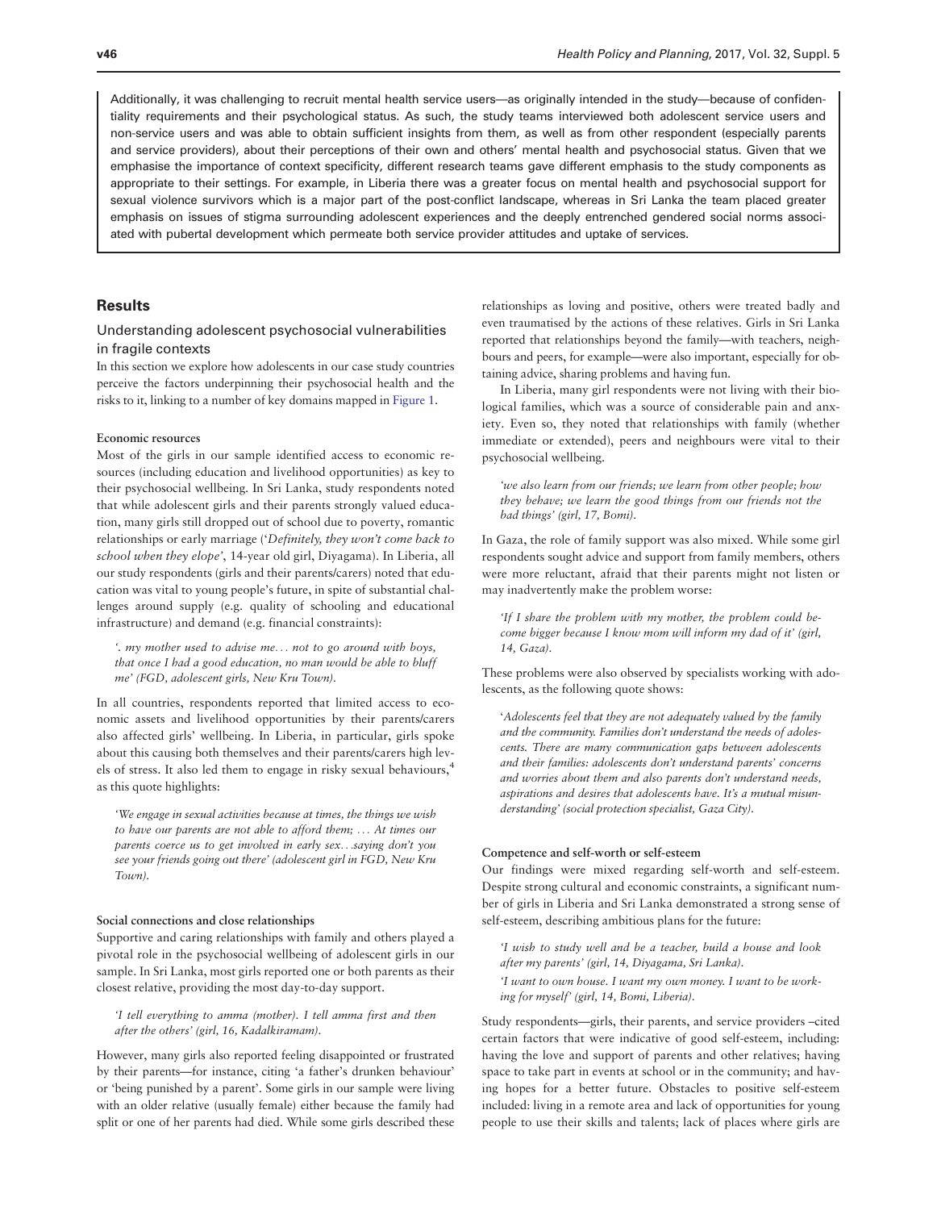Additionally, it was challenging to recruit mental health service users—as originally intended in the study—because of confidentiality requirements and their psychological status. As such, the study teams interviewed both adolescent service users and non-service users and was able to obtain sufficient insights from them, as well as from other respondent (especially parents and service providers), about their perceptions of their own and others' mental health and psychosocial status. Given that we emphasise the importance of context specificity, different research teams gave different emphasis to the study components as appropriate to their settings. For example, in Liberia there was a greater focus on mental health and psychosocial support for sexual violence survivors which is a major part of the post-conflict landscape, whereas in Sri Lanka the team placed greater emphasis on issues of stigma surrounding adolescent experiences and the deeply entrenched gendered social norms associated with pubertal development which permeate both service provider attitudes and uptake of services.

## Results

### Understanding adolescent psychosocial vulnerabilities in fragile contexts

In this section we explore how adolescents in our case study countries perceive the factors underpinning their psychosocial health and the risks to it, linking to a number of key domains mapped in Figure 1.

#### Economic resources

Most of the girls in our sample identified access to economic resources (including education and livelihood opportunities) as key to their psychosocial wellbeing. In Sri Lanka, study respondents noted that while adolescent girls and their parents strongly valued education, many girls still dropped out of school due to poverty, romantic relationships or early marriage ('*Definitely, they won't come back to school when they elope*', 14-year old girl, Diyagama). In Liberia, all our study respondents (girls and their parents/carers) noted that education was vital to young people's future, in spite of substantial challenges around supply (e.g. quality of schooling and educational infrastructure) and demand (e.g. financial constraints):

> *'. my mother used to advise me… not to go around with boys, that once I had a good education, no man would be able to bluff me'* (FGD, adolescent girls, New Kru Town).

In all countries, respondents reported that limited access to economic assets and livelihood opportunities by their parents/carers also affected girls' wellbeing. In Liberia, in particular, girls spoke about this causing both themselves and their parents/carers high levels of stress. It also led them to engage in risky sexual behaviours,[4] as this quote highlights:

> *'We engage in sexual activities because at times, the things we wish to have our parents are not able to afford them; … At times our parents coerce us to get involved in early sex…saying don't you see your friends going out there'* (adolescent girl in FGD, New Kru Town).

#### Social connections and close relationships

Supportive and caring relationships with family and others played a pivotal role in the psychosocial wellbeing of adolescent girls in our sample. In Sri Lanka, most girls reported one or both parents as their closest relative, providing the most day-to-day support.

> *'I tell everything to amma (mother). I tell amma first and then after the others'* (girl, 16, Kadalkiramam).

However, many girls also reported feeling disappointed or frustrated by their parents—for instance, citing 'a father's drunken behaviour' or 'being punished by a parent'. Some girls in our sample were living with an older relative (usually female) either because the family had split or one of her parents had died. While some girls described these relationships as loving and positive, others were treated badly and even traumatised by the actions of these relatives. Girls in Sri Lanka reported that relationships beyond the family—with teachers, neighbours and peers, for example—were also important, especially for obtaining advice, sharing problems and having fun.

In Liberia, many girl respondents were not living with their biological families, which was a source of considerable pain and anxiety. Even so, they noted that relationships with family (whether immediate or extended), peers and neighbours were vital to their psychosocial wellbeing.

> *'we also learn from our friends; we learn from other people; how they behave; we learn the good things from our friends not the bad things'* (girl, 17, Bomi).

In Gaza, the role of family support was also mixed. While some girl respondents sought advice and support from family members, others were more reluctant, afraid that their parents might not listen or may inadvertently make the problem worse:

> *'If I share the problem with my mother, the problem could become bigger because I know mom will inform my dad of it'* (girl, 14, Gaza).

These problems were also observed by specialists working with adolescents, as the following quote shows:

> '*Adolescents feel that they are not adequately valued by the family and the community. Families don't understand the needs of adolescents. There are many communication gaps between adolescents and their families: adolescents don't understand parents' concerns and worries about them and also parents don't understand needs, aspirations and desires that adolescents have. It's a mutual misunderstanding*' (social protection specialist, Gaza City).

#### Competence and self-worth or self-esteem

Our findings were mixed regarding self-worth and self-esteem. Despite strong cultural and economic constraints, a significant number of girls in Liberia and Sri Lanka demonstrated a strong sense of self-esteem, describing ambitious plans for the future:

> *'I wish to study well and be a teacher, build a house and look after my parents'* (girl, 14, Diyagama, Sri Lanka).
>
> *'I want to own house. I want my own money. I want to be working for myself'* (girl, 14, Bomi, Liberia).

Study respondents—girls, their parents, and service providers –cited certain factors that were indicative of good self-esteem, including: having the love and support of parents and other relatives; having space to take part in events at school or in the community; and having hopes for a better future. Obstacles to positive self-esteem included: living in a remote area and lack of opportunities for young people to use their skills and talents; lack of places where girls are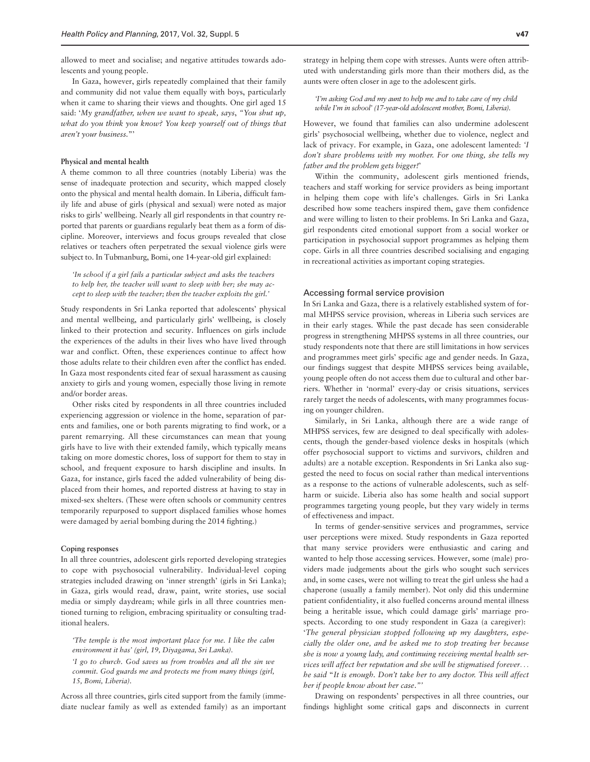allowed to meet and socialise; and negative attitudes towards adolescents and young people.

In Gaza, however, girls repeatedly complained that their family and community did not value them equally with boys, particularly when it came to sharing their views and thoughts. One girl aged 15 said: '*My grandfather, when we want to speak, says, "You shut up, what do you think you know? You keep yourself out of things that aren't your business."*'

#### Physical and mental health

A theme common to all three countries (notably Liberia) was the sense of inadequate protection and security, which mapped closely onto the physical and mental health domain. In Liberia, difficult family life and abuse of girls (physical and sexual) were noted as major risks to girls' wellbeing. Nearly all girl respondents in that country reported that parents or guardians regularly beat them as a form of discipline. Moreover, interviews and focus groups revealed that close relatives or teachers often perpetrated the sexual violence girls were subject to. In Tubmanburg, Bomi, one 14-year-old girl explained:

> *'In school if a girl fails a particular subject and asks the teachers to help her, the teacher will want to sleep with her; she may accept to sleep with the teacher; then the teacher exploits the girl.'*

Study respondents in Sri Lanka reported that adolescents' physical and mental wellbeing, and particularly girls' wellbeing, is closely linked to their protection and security. Influences on girls include the experiences of the adults in their lives who have lived through war and conflict. Often, these experiences continue to affect how those adults relate to their children even after the conflict has ended. In Gaza most respondents cited fear of sexual harassment as causing anxiety to girls and young women, especially those living in remote and/or border areas.

Other risks cited by respondents in all three countries included experiencing aggression or violence in the home, separation of parents and families, one or both parents migrating to find work, or a parent remarrying. All these circumstances can mean that young girls have to live with their extended family, which typically means taking on more domestic chores, loss of support for them to stay in school, and frequent exposure to harsh discipline and insults. In Gaza, for instance, girls faced the added vulnerability of being displaced from their homes, and reported distress at having to stay in mixed-sex shelters. (These were often schools or community centres temporarily repurposed to support displaced families whose homes were damaged by aerial bombing during the 2014 fighting.)

#### Coping responses

In all three countries, adolescent girls reported developing strategies to cope with psychosocial vulnerability. Individual-level coping strategies included drawing on 'inner strength' (girls in Sri Lanka); in Gaza, girls would read, draw, paint, write stories, use social media or simply daydream; while girls in all three countries mentioned turning to religion, embracing spirituality or consulting traditional healers.

> *'The temple is the most important place for me. I like the calm environment it has' (girl, 19, Diyagama, Sri Lanka).*
>
> *'I go to church. God saves us from troubles and all the sin we commit. God guards me and protects me from many things (girl, 15, Bomi, Liberia).*

Across all three countries, girls cited support from the family (immediate nuclear family as well as extended family) as an important strategy in helping them cope with stresses. Aunts were often attributed with understanding girls more than their mothers did, as the aunts were often closer in age to the adolescent girls.

> *'I'm asking God and my aunt to help me and to take care of my child while I'm in school' (17-year-old adolescent mother, Bomi, Liberia).*

However, we found that families can also undermine adolescent girls' psychosocial wellbeing, whether due to violence, neglect and lack of privacy. For example, in Gaza, one adolescent lamented: *'I don't share problems with my mother. For one thing, she tells my father and the problem gets bigger!'*

Within the community, adolescent girls mentioned friends, teachers and staff working for service providers as being important in helping them cope with life's challenges. Girls in Sri Lanka described how some teachers inspired them, gave them confidence and were willing to listen to their problems. In Sri Lanka and Gaza, girl respondents cited emotional support from a social worker or participation in psychosocial support programmes as helping them cope. Girls in all three countries described socialising and engaging in recreational activities as important coping strategies.

### Accessing formal service provision

In Sri Lanka and Gaza, there is a relatively established system of formal MHPSS service provision, whereas in Liberia such services are in their early stages. While the past decade has seen considerable progress in strengthening MHPSS systems in all three countries, our study respondents note that there are still limitations in how services and programmes meet girls' specific age and gender needs. In Gaza, our findings suggest that despite MHPSS services being available, young people often do not access them due to cultural and other barriers. Whether in 'normal' every-day or crisis situations, services rarely target the needs of adolescents, with many programmes focusing on younger children.

Similarly, in Sri Lanka, although there are a wide range of MHPSS services, few are designed to deal specifically with adolescents, though the gender-based violence desks in hospitals (which offer psychosocial support to victims and survivors, children and adults) are a notable exception. Respondents in Sri Lanka also suggested the need to focus on social rather than medical interventions as a response to the actions of vulnerable adolescents, such as self-harm or suicide. Liberia also has some health and social support programmes targeting young people, but they vary widely in terms of effectiveness and impact.

In terms of gender-sensitive services and programmes, service user perceptions were mixed. Study respondents in Gaza reported that many service providers were enthusiastic and caring and wanted to help those accessing services. However, some (male) providers made judgements about the girls who sought such services and, in some cases, were not willing to treat the girl unless she had a chaperone (usually a family member). Not only did this undermine patient confidentiality, it also fuelled concerns around mental illness being a heritable issue, which could damage girls' marriage prospects. According to one study respondent in Gaza (a caregiver): '*The general physician stopped following up my daughters, especially the older one, and he asked me to stop treating her because she is now a young lady, and continuing receiving mental health services will affect her reputation and she will be stigmatised forever… he said "It is enough. Don't take her to any doctor. This will affect her if people know about her case."*'

Drawing on respondents' perspectives in all three countries, our findings highlight some critical gaps and disconnects in current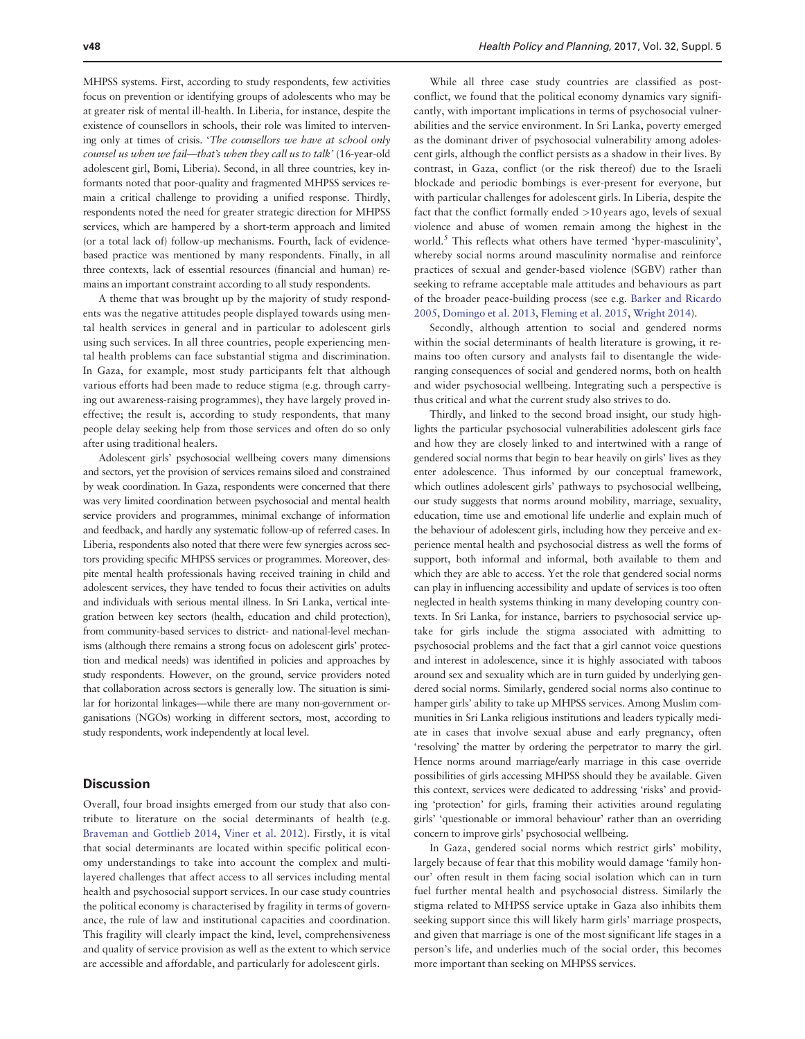MHPSS systems. First, according to study respondents, few activities focus on prevention or identifying groups of adolescents who may be at greater risk of mental ill-health. In Liberia, for instance, despite the existence of counsellors in schools, their role was limited to intervening only at times of crisis. '*The counsellors we have at school only counsel us when we fail—that's when they call us to talk*' (16-year-old adolescent girl, Bomi, Liberia). Second, in all three countries, key informants noted that poor-quality and fragmented MHPSS services remain a critical challenge to providing a unified response. Thirdly, respondents noted the need for greater strategic direction for MHPSS services, which are hampered by a short-term approach and limited (or a total lack of) follow-up mechanisms. Fourth, lack of evidence-based practice was mentioned by many respondents. Finally, in all three contexts, lack of essential resources (financial and human) remains an important constraint according to all study respondents.

A theme that was brought up by the majority of study respondents was the negative attitudes people displayed towards using mental health services in general and in particular to adolescent girls using such services. In all three countries, people experiencing mental health problems can face substantial stigma and discrimination. In Gaza, for example, most study participants felt that although various efforts had been made to reduce stigma (e.g. through carrying out awareness-raising programmes), they have largely proved ineffective; the result is, according to study respondents, that many people delay seeking help from those services and often do so only after using traditional healers.

Adolescent girls' psychosocial wellbeing covers many dimensions and sectors, yet the provision of services remains siloed and constrained by weak coordination. In Gaza, respondents were concerned that there was very limited coordination between psychosocial and mental health service providers and programmes, minimal exchange of information and feedback, and hardly any systematic follow-up of referred cases. In Liberia, respondents also noted that there were few synergies across sectors providing specific MHPSS services or programmes. Moreover, despite mental health professionals having received training in child and adolescent services, they have tended to focus their activities on adults and individuals with serious mental illness. In Sri Lanka, vertical integration between key sectors (health, education and child protection), from community-based services to district- and national-level mechanisms (although there remains a strong focus on adolescent girls' protection and medical needs) was identified in policies and approaches by study respondents. However, on the ground, service providers noted that collaboration across sectors is generally low. The situation is similar for horizontal linkages—while there are many non-government organisations (NGOs) working in different sectors, most, according to study respondents, work independently at local level.

## Discussion

Overall, four broad insights emerged from our study that also contribute to literature on the social determinants of health (e.g. Braveman and Gottlieb 2014, Viner et al. 2012). Firstly, it is vital that social determinants are located within specific political economy understandings to take into account the complex and multi-layered challenges that affect access to all services including mental health and psychosocial support services. In our case study countries the political economy is characterised by fragility in terms of governance, the rule of law and institutional capacities and coordination. This fragility will clearly impact the kind, level, comprehensiveness and quality of service provision as well as the extent to which service are accessible and affordable, and particularly for adolescent girls.

While all three case study countries are classified as post-conflict, we found that the political economy dynamics vary significantly, with important implications in terms of psychosocial vulnerabilities and the service environment. In Sri Lanka, poverty emerged as the dominant driver of psychosocial vulnerability among adolescent girls, although the conflict persists as a shadow in their lives. By contrast, in Gaza, conflict (or the risk thereof) due to the Israeli blockade and periodic bombings is ever-present for everyone, but with particular challenges for adolescent girls. In Liberia, despite the fact that the conflict formally ended >10 years ago, levels of sexual violence and abuse of women remain among the highest in the world.[5] This reflects what others have termed 'hyper-masculinity', whereby social norms around masculinity normalise and reinforce practices of sexual and gender-based violence (SGBV) rather than seeking to reframe acceptable male attitudes and behaviours as part of the broader peace-building process (see e.g. Barker and Ricardo 2005, Domingo et al. 2013, Fleming et al. 2015, Wright 2014).

Secondly, although attention to social and gendered norms within the social determinants of health literature is growing, it remains too often cursory and analysts fail to disentangle the wide-ranging consequences of social and gendered norms, both on health and wider psychosocial wellbeing. Integrating such a perspective is thus critical and what the current study also strives to do.

Thirdly, and linked to the second broad insight, our study highlights the particular psychosocial vulnerabilities adolescent girls face and how they are closely linked to and intertwined with a range of gendered social norms that begin to bear heavily on girls' lives as they enter adolescence. Thus informed by our conceptual framework, which outlines adolescent girls' pathways to psychosocial wellbeing, our study suggests that norms around mobility, marriage, sexuality, education, time use and emotional life underlie and explain much of the behaviour of adolescent girls, including how they perceive and experience mental health and psychosocial distress as well the forms of support, both informal and informal, both available to them and which they are able to access. Yet the role that gendered social norms can play in influencing accessibility and update of services is too often neglected in health systems thinking in many developing country contexts. In Sri Lanka, for instance, barriers to psychosocial service uptake for girls include the stigma associated with admitting to psychosocial problems and the fact that a girl cannot voice questions and interest in adolescence, since it is highly associated with taboos around sex and sexuality which are in turn guided by underlying gendered social norms. Similarly, gendered social norms also continue to hamper girls' ability to take up MHPSS services. Among Muslim communities in Sri Lanka religious institutions and leaders typically mediate in cases that involve sexual abuse and early pregnancy, often 'resolving' the matter by ordering the perpetrator to marry the girl. Hence norms around marriage/early marriage in this case override possibilities of girls accessing MHPSS should they be available. Given this context, services were dedicated to addressing 'risks' and providing 'protection' for girls, framing their activities around regulating girls' 'questionable or immoral behaviour' rather than an overriding concern to improve girls' psychosocial wellbeing.

In Gaza, gendered social norms which restrict girls' mobility, largely because of fear that this mobility would damage 'family honour' often result in them facing social isolation which can in turn fuel further mental health and psychosocial distress. Similarly the stigma related to MHPSS service uptake in Gaza also inhibits them seeking support since this will likely harm girls' marriage prospects, and given that marriage is one of the most significant life stages in a person's life, and underlies much of the social order, this becomes more important than seeking on MHPSS services.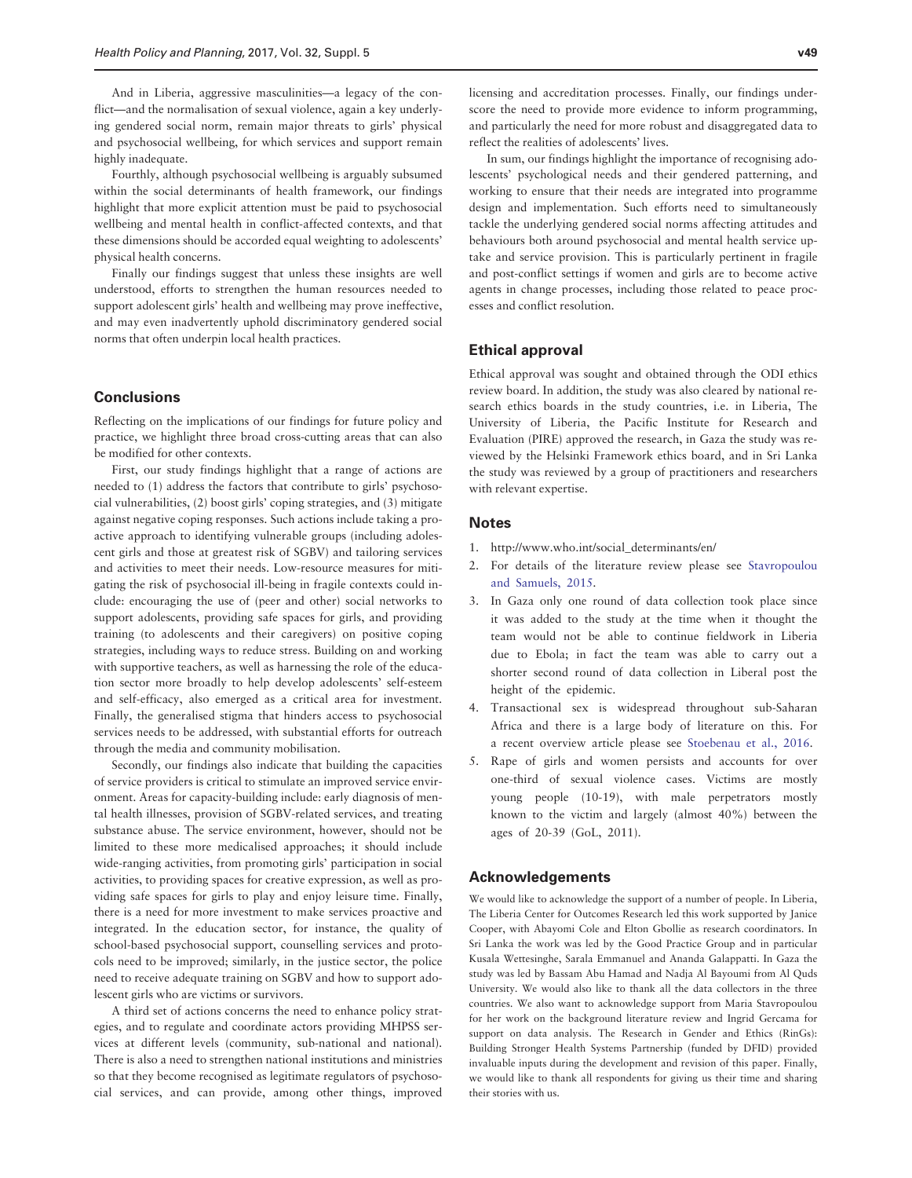And in Liberia, aggressive masculinities—a legacy of the conflict—and the normalisation of sexual violence, again a key underlying gendered social norm, remain major threats to girls' physical and psychosocial wellbeing, for which services and support remain highly inadequate.

Fourthly, although psychosocial wellbeing is arguably subsumed within the social determinants of health framework, our findings highlight that more explicit attention must be paid to psychosocial wellbeing and mental health in conflict-affected contexts, and that these dimensions should be accorded equal weighting to adolescents' physical health concerns.

Finally our findings suggest that unless these insights are well understood, efforts to strengthen the human resources needed to support adolescent girls' health and wellbeing may prove ineffective, and may even inadvertently uphold discriminatory gendered social norms that often underpin local health practices.

## Conclusions

Reflecting on the implications of our findings for future policy and practice, we highlight three broad cross-cutting areas that can also be modified for other contexts.

First, our study findings highlight that a range of actions are needed to (1) address the factors that contribute to girls' psychosocial vulnerabilities, (2) boost girls' coping strategies, and (3) mitigate against negative coping responses. Such actions include taking a proactive approach to identifying vulnerable groups (including adolescent girls and those at greatest risk of SGBV) and tailoring services and activities to meet their needs. Low-resource measures for mitigating the risk of psychosocial ill-being in fragile contexts could include: encouraging the use of (peer and other) social networks to support adolescents, providing safe spaces for girls, and providing training (to adolescents and their caregivers) on positive coping strategies, including ways to reduce stress. Building on and working with supportive teachers, as well as harnessing the role of the education sector more broadly to help develop adolescents' self-esteem and self-efficacy, also emerged as a critical area for investment. Finally, the generalised stigma that hinders access to psychosocial services needs to be addressed, with substantial efforts for outreach through the media and community mobilisation.

Secondly, our findings also indicate that building the capacities of service providers is critical to stimulate an improved service environment. Areas for capacity-building include: early diagnosis of mental health illnesses, provision of SGBV-related services, and treating substance abuse. The service environment, however, should not be limited to these more medicalised approaches; it should include wide-ranging activities, from promoting girls' participation in social activities, to providing spaces for creative expression, as well as providing safe spaces for girls to play and enjoy leisure time. Finally, there is a need for more investment to make services proactive and integrated. In the education sector, for instance, the quality of school-based psychosocial support, counselling services and protocols need to be improved; similarly, in the justice sector, the police need to receive adequate training on SGBV and how to support adolescent girls who are victims or survivors.

A third set of actions concerns the need to enhance policy strategies, and to regulate and coordinate actors providing MHPSS services at different levels (community, sub-national and national). There is also a need to strengthen national institutions and ministries so that they become recognised as legitimate regulators of psychosocial services, and can provide, among other things, improved licensing and accreditation processes. Finally, our findings underscore the need to provide more evidence to inform programming, and particularly the need for more robust and disaggregated data to reflect the realities of adolescents' lives.

In sum, our findings highlight the importance of recognising adolescents' psychological needs and their gendered patterning, and working to ensure that their needs are integrated into programme design and implementation. Such efforts need to simultaneously tackle the underlying gendered social norms affecting attitudes and behaviours both around psychosocial and mental health service uptake and service provision. This is particularly pertinent in fragile and post-conflict settings if women and girls are to become active agents in change processes, including those related to peace processes and conflict resolution.

## Ethical approval

Ethical approval was sought and obtained through the ODI ethics review board. In addition, the study was also cleared by national research ethics boards in the study countries, i.e. in Liberia, The University of Liberia, the Pacific Institute for Research and Evaluation (PIRE) approved the research, in Gaza the study was reviewed by the Helsinki Framework ethics board, and in Sri Lanka the study was reviewed by a group of practitioners and researchers with relevant expertise.

## Notes

1. http://www.who.int/social_determinants/en/
2. For details of the literature review please see Stavropoulou and Samuels, 2015.
3. In Gaza only one round of data collection took place since it was added to the study at the time when it thought the team would not be able to continue fieldwork in Liberia due to Ebola; in fact the team was able to carry out a shorter second round of data collection in Liberal post the height of the epidemic.
4. Transactional sex is widespread throughout sub-Saharan Africa and there is a large body of literature on this. For a recent overview article please see Stoebenau et al., 2016.
5. Rape of girls and women persists and accounts for over one-third of sexual violence cases. Victims are mostly young people (10-19), with male perpetrators mostly known to the victim and largely (almost 40%) between the ages of 20-39 (GoL, 2011).

## Acknowledgements

We would like to acknowledge the support of a number of people. In Liberia, The Liberia Center for Outcomes Research led this work supported by Janice Cooper, with Abayomi Cole and Elton Gbollie as research coordinators. In Sri Lanka the work was led by the Good Practice Group and in particular Kusala Wettesinghe, Sarala Emmanuel and Ananda Galappatti. In Gaza the study was led by Bassam Abu Hamad and Nadja Al Bayoumi from Al Quds University. We would also like to thank all the data collectors in the three countries. We also want to acknowledge support from Maria Stavropoulou for her work on the background literature review and Ingrid Gercama for support on data analysis. The Research in Gender and Ethics (RinGs): Building Stronger Health Systems Partnership (funded by DFID) provided invaluable inputs during the development and revision of this paper. Finally, we would like to thank all respondents for giving us their time and sharing their stories with us.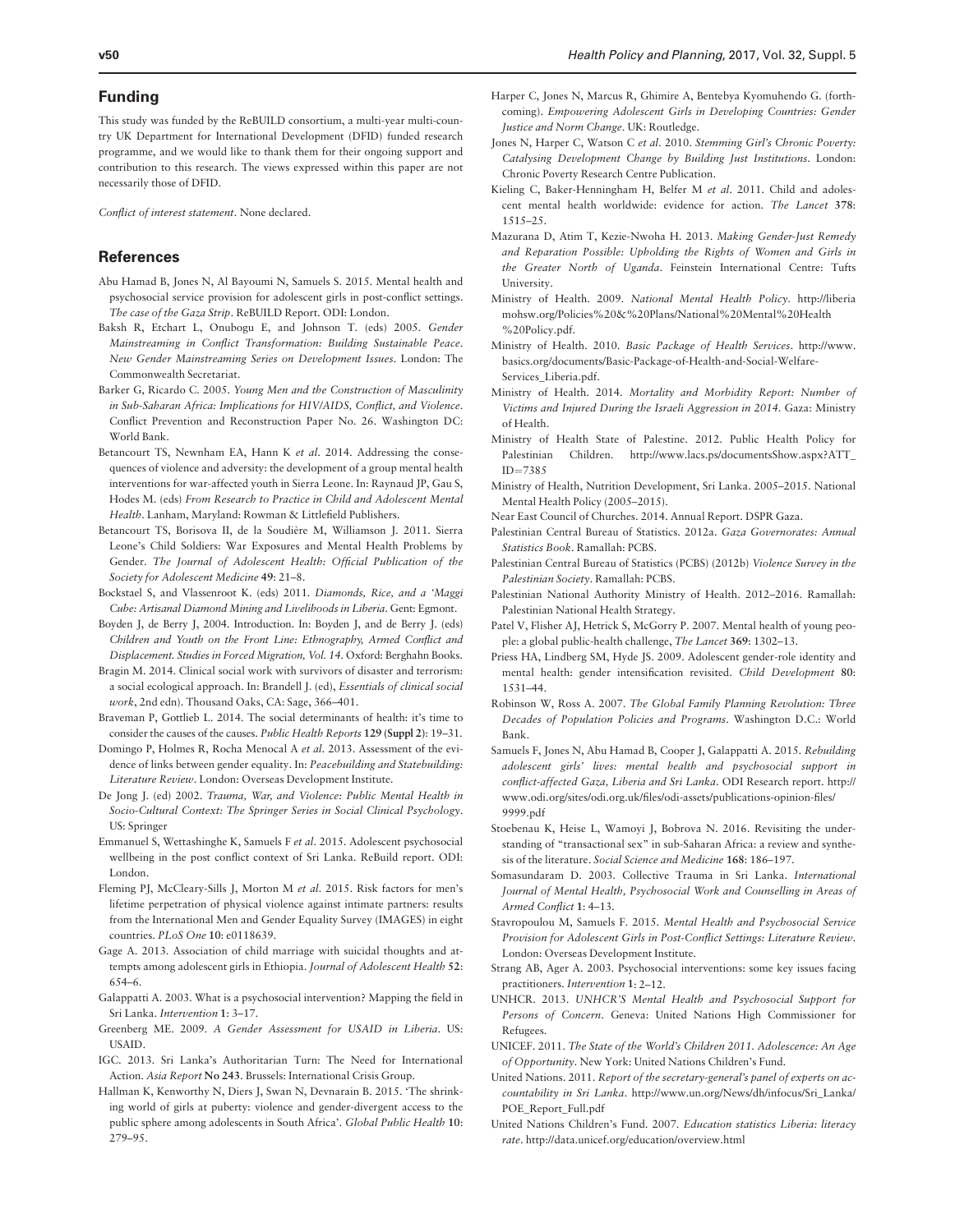## Funding

This study was funded by the ReBUILD consortium, a multi-year multi-country UK Department for International Development (DFID) funded research programme, and we would like to thank them for their ongoing support and contribution to this research. The views expressed within this paper are not necessarily those of DFID.

*Conflict of interest statement*. None declared.

## References

Abu Hamad B, Jones N, Al Bayoumi N, Samuels S. 2015. Mental health and psychosocial service provision for adolescent girls in post-conflict settings. *The case of the Gaza Strip*. ReBUILD Report. ODI: London.

Baksh R, Etchart L, Onubogu E, and Johnson T. (eds) 2005. *Gender Mainstreaming in Conflict Transformation: Building Sustainable Peace. New Gender Mainstreaming Series on Development Issues*. London: The Commonwealth Secretariat.

Barker G, Ricardo C. 2005. *Young Men and the Construction of Masculinity in Sub-Saharan Africa: Implications for HIV/AIDS, Conflict, and Violence*. Conflict Prevention and Reconstruction Paper No. 26. Washington DC: World Bank.

Betancourt TS, Newnham EA, Hann K *et al*. 2014. Addressing the consequences of violence and adversity: the development of a group mental health interventions for war-affected youth in Sierra Leone. In: Raynaud JP, Gau S, Hodes M. (eds) *From Research to Practice in Child and Adolescent Mental Health*. Lanham, Maryland: Rowman & Littlefield Publishers.

Betancourt TS, Borisova II, de la Soudière M, Williamson J. 2011. Sierra Leone's Child Soldiers: War Exposures and Mental Health Problems by Gender. *The Journal of Adolescent Health: Official Publication of the Society for Adolescent Medicine* **49**: 21–8.

Bockstael S, and Vlassenroot K. (eds) 2011. *Diamonds, Rice, and a 'Maggi Cube: Artisanal Diamond Mining and Livelihoods in Liberia*. Gent: Egmont.

Boyden J, de Berry J, 2004. Introduction. In: Boyden J, and de Berry J. (eds) *Children and Youth on the Front Line: Ethnography, Armed Conflict and Displacement. Studies in Forced Migration, Vol. 14*. Oxford: Berghahn Books.

Bragin M. 2014. Clinical social work with survivors of disaster and terrorism: a social ecological approach. In: Brandell J. (ed), *Essentials of clinical social work*, 2nd edn). Thousand Oaks, CA: Sage, 366–401.

Braveman P, Gottlieb L. 2014. The social determinants of health: it's time to consider the causes of the causes. *Public Health Reports* **129 (Suppl 2)**: 19–31.

Domingo P, Holmes R, Rocha Menocal A *et al*. 2013. Assessment of the evidence of links between gender equality. In: *Peacebuilding and Statebuilding: Literature Review*. London: Overseas Development Institute.

De Jong J. (ed) 2002. *Trauma, War, and Violence: Public Mental Health in Socio-Cultural Context: The Springer Series in Social Clinical Psychology*. US: Springer

Emmanuel S, Wettashinghe K, Samuels F *et al*. 2015. Adolescent psychosocial wellbeing in the post conflict context of Sri Lanka. ReBuild report. ODI: London.

Fleming PJ, McCleary-Sills J, Morton M *et al*. 2015. Risk factors for men's lifetime perpetration of physical violence against intimate partners: results from the International Men and Gender Equality Survey (IMAGES) in eight countries. *PLoS One* **10**: e0118639.

Gage A. 2013. Association of child marriage with suicidal thoughts and attempts among adolescent girls in Ethiopia. *Journal of Adolescent Health* **52**: 654–6.

Galappatti A. 2003. What is a psychosocial intervention? Mapping the field in Sri Lanka. *Intervention* **1**: 3–17.

Greenberg ME. 2009. *A Gender Assessment for USAID in Liberia*. US: USAID.

IGC. 2013. Sri Lanka's Authoritarian Turn: The Need for International Action. *Asia Report* **No 243**. Brussels: International Crisis Group.

Hallman K, Kenworthy N, Diers J, Swan N, Devnarain B. 2015. 'The shrinking world of girls at puberty: violence and gender-divergent access to the public sphere among adolescents in South Africa'. *Global Public Health* **10**: 279–95.

Harper C, Jones N, Marcus R, Ghimire A, Bentebya Kyomuhendo G. (forthcoming). *Empowering Adolescent Girls in Developing Countries: Gender Justice and Norm Change*. UK: Routledge.

Jones N, Harper C, Watson C *et al*. 2010. *Stemming Girl's Chronic Poverty: Catalysing Development Change by Building Just Institutions*. London: Chronic Poverty Research Centre Publication.

Kieling C, Baker-Henningham H, Belfer M *et al*. 2011. Child and adolescent mental health worldwide: evidence for action. *The Lancet* **378**: 1515–25.

Mazurana D, Atim T, Kezie-Nwoha H. 2013. *Making Gender-Just Remedy and Reparation Possible: Upholding the Rights of Women and Girls in the Greater North of Uganda*. Feinstein International Centre: Tufts University.

Ministry of Health. 2009. *National Mental Health Policy*. http://liberiamohsw.org/Policies%20&%20Plans/National%20Mental%20Health%20Policy.pdf.

Ministry of Health. 2010. *Basic Package of Health Services*. http://www.basics.org/documents/Basic-Package-of-Health-and-Social-Welfare-Services_Liberia.pdf.

Ministry of Health. 2014. *Mortality and Morbidity Report: Number of Victims and Injured During the Israeli Aggression in 2014*. Gaza: Ministry of Health.

Ministry of Health State of Palestine. 2012. Public Health Policy for Palestinian Children. http://www.lacs.ps/documentsShow.aspx?ATT_ID=7385

Ministry of Health, Nutrition Development, Sri Lanka. 2005–2015. National Mental Health Policy (2005–2015).

Near East Council of Churches. 2014. Annual Report. DSPR Gaza.

Palestinian Central Bureau of Statistics. 2012a. *Gaza Governorates: Annual Statistics Book*. Ramallah: PCBS.

Palestinian Central Bureau of Statistics (PCBS) (2012b) *Violence Survey in the Palestinian Society*. Ramallah: PCBS.

Palestinian National Authority Ministry of Health. 2012–2016. Ramallah: Palestinian National Health Strategy.

Patel V, Flisher AJ, Hetrick S, McGorry P. 2007. Mental health of young people: a global public-health challenge, *The Lancet* **369**: 1302–13.

Priess HA, Lindberg SM, Hyde JS. 2009. Adolescent gender-role identity and mental health: gender intensification revisited. *Child Development* **80**: 1531–44.

Robinson W, Ross A. 2007. *The Global Family Planning Revolution: Three Decades of Population Policies and Programs*. Washington D.C.: World Bank.

Samuels F, Jones N, Abu Hamad B, Cooper J, Galappatti A. 2015. *Rebuilding adolescent girls' lives: mental health and psychosocial support in conflict-affected Gaza, Liberia and Sri Lanka*. ODI Research report. http://www.odi.org/sites/odi.org.uk/files/odi-assets/publications-opinion-files/9999.pdf

Stoebenau K, Heise L, Wamoyi J, Bobrova N. 2016. Revisiting the understanding of "transactional sex" in sub-Saharan Africa: a review and synthesis of the literature. *Social Science and Medicine* **168**: 186–197.

Somasundaram D. 2003. Collective Trauma in Sri Lanka. *International Journal of Mental Health, Psychosocial Work and Counselling in Areas of Armed Conflict* **1**: 4–13.

Stavropoulou M, Samuels F. 2015. *Mental Health and Psychosocial Service Provision for Adolescent Girls in Post-Conflict Settings: Literature Review*. London: Overseas Development Institute.

Strang AB, Ager A. 2003. Psychosocial interventions: some key issues facing practitioners. *Intervention* **1**: 2–12.

UNHCR. 2013. *UNHCR'S Mental Health and Psychosocial Support for Persons of Concern*. Geneva: United Nations High Commissioner for Refugees.

UNICEF. 2011. *The State of the World's Children 2011. Adolescence: An Age of Opportunity*. New York: United Nations Children's Fund.

United Nations. 2011. *Report of the secretary-general's panel of experts on accountability in Sri Lanka*. http://www.un.org/News/dh/infocus/Sri_Lanka/POE_Report_Full.pdf

United Nations Children's Fund. 2007. *Education statistics Liberia: literacy rate*. http://data.unicef.org/education/overview.html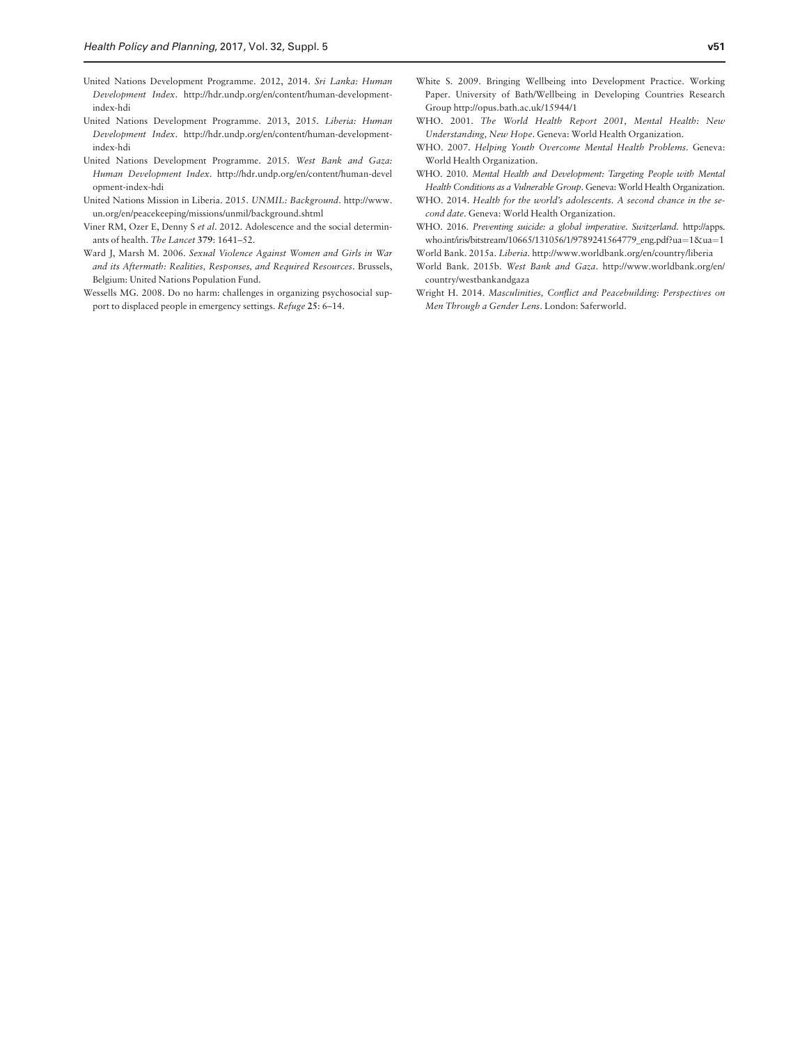United Nations Development Programme. 2012, 2014. *Sri Lanka: Human Development Index*. http://hdr.undp.org/en/content/human-development-index-hdi

United Nations Development Programme. 2013, 2015. *Liberia: Human Development Index*. http://hdr.undp.org/en/content/human-development-index-hdi

United Nations Development Programme. 2015. *West Bank and Gaza: Human Development Index*. http://hdr.undp.org/en/content/human-development-index-hdi

United Nations Mission in Liberia. 2015. *UNMIL: Background*. http://www.un.org/en/peacekeeping/missions/unmil/background.shtml

Viner RM, Ozer E, Denny S *et al*. 2012. Adolescence and the social determinants of health. *The Lancet* **379**: 1641–52.

Ward J, Marsh M. 2006. *Sexual Violence Against Women and Girls in War and its Aftermath: Realities, Responses, and Required Resources*. Brussels, Belgium: United Nations Population Fund.

Wessells MG. 2008. Do no harm: challenges in organizing psychosocial support to displaced people in emergency settings. *Refuge* **25**: 6–14.

White S. 2009. Bringing Wellbeing into Development Practice. Working Paper. University of Bath/Wellbeing in Developing Countries Research Group http://opus.bath.ac.uk/15944/1

WHO. 2001. *The World Health Report 2001, Mental Health: New Understanding, New Hope*. Geneva: World Health Organization.

WHO. 2007. *Helping Youth Overcome Mental Health Problems*. Geneva: World Health Organization.

WHO. 2010. *Mental Health and Development: Targeting People with Mental Health Conditions as a Vulnerable Group*. Geneva: World Health Organization.

WHO. 2014. *Health for the world's adolescents. A second chance in the second date*. Geneva: World Health Organization.

WHO. 2016. *Preventing suicide: a global imperative. Switzerland*. http://apps.who.int/iris/bitstream/10665/131056/1/9789241564779_eng.pdf?ua=1&ua=1

World Bank. 2015a. *Liberia*. http://www.worldbank.org/en/country/liberia

World Bank. 2015b. *West Bank and Gaza*. http://www.worldbank.org/en/country/westbankandgaza

Wright H. 2014. *Masculinities, Conflict and Peacebuilding: Perspectives on Men Through a Gender Lens*. London: Saferworld.